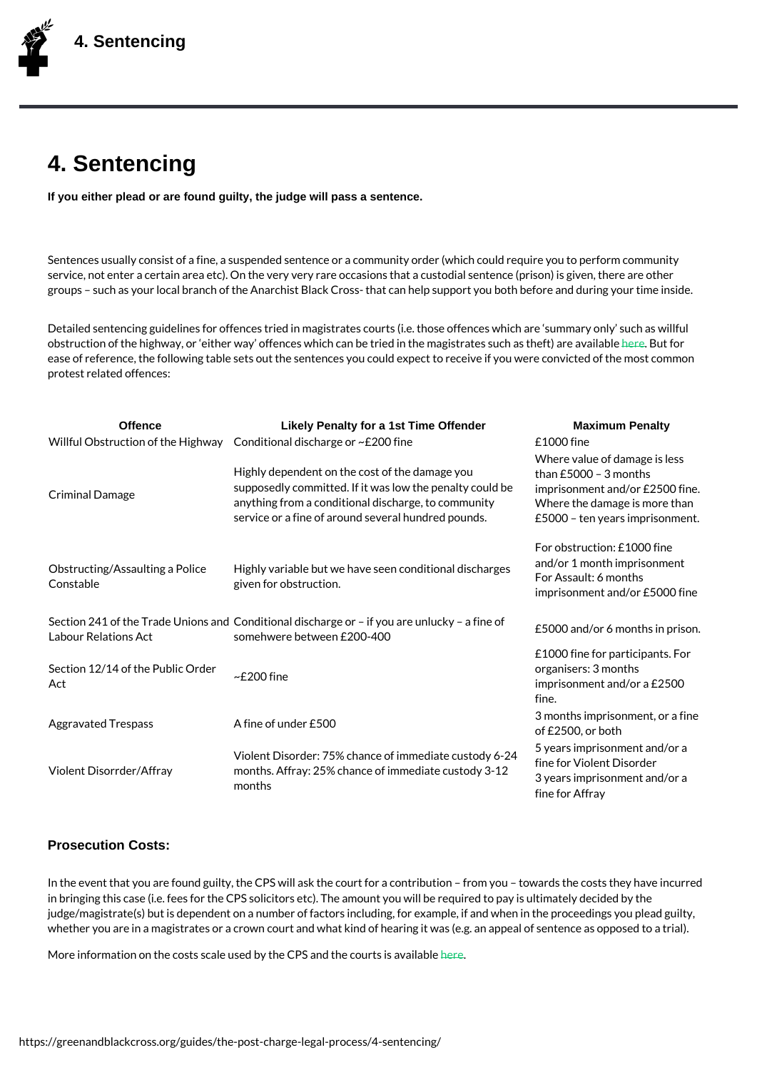# 4. Sentencing

**If you either plead or are found guilty, the judge will pass a sentence.**

Sentences usually consist of a fine, a suspended sentence or a community order (which could require you to perform community service, not enter a certain area etc). On the very very rare occasions that a custodial sentence (prison) is given, there are other groups – such as your local branch of the Anarchist Black Cross- that can help support you both before and during your time inside.

Detailed sentencing guidelines for offences tried in magistrates courts (i.e. those offences which are 'summary only' such as willful obstruction of the highway, or 'either way' offences which can be tried in the magistrates such as theft) are available here. But for ease of reference, the following table sets out the sentences you could expect to receive if you were convicted of the most common protest related offences:

| Offence | Likely Penalty for a 1st Time Offender | Maximum Penalty |
|---|---|---|
| Willful Obstruction of the Highway | Conditional discharge or ~£200 fine | £1000 fine |
| Criminal Damage | Highly dependent on the cost of the damage you supposedly committed. If it was low the penalty could be anything from a conditional discharge, to community service or a fine of around several hundred pounds. | Where value of damage is less than £5000 – 3 months imprisonment and/or £2500 fine. Where the damage is more than £5000 – ten years imprisonment. |
| Obstructing/Assaulting a Police Constable | Highly variable but we have seen conditional discharges given for obstruction. | For obstruction: £1000 fine and/or 1 month imprisonment For Assault: 6 months imprisonment and/or £5000 fine |
| Section 241 of the Trade Unions and Labour Relations Act | Conditional discharge or – if you are unlucky – a fine of somehwere between £200-400 | £5000 and/or 6 months in prison. |
| Section 12/14 of the Public Order Act | ~£200 fine | £1000 fine for participants. For organisers: 3 months imprisonment and/or a £2500 fine. |
| Aggravated Trespass | A fine of under £500 | 3 months imprisonment, or a fine of £2500, or both |
| Violent Disorrder/Affray | Violent Disorder: 75% chance of immediate custody 6-24 months. Affray: 25% chance of immediate custody 3-12 months | 5 years imprisonment and/or a fine for Violent Disorder 3 years imprisonment and/or a fine for Affray |

### Prosecution Costs:

In the event that you are found guilty, the CPS will ask the court for a contribution – from you – towards the costs they have incurred in bringing this case (i.e. fees for the CPS solicitors etc). The amount you will be required to pay is ultimately decided by the judge/magistrate(s) but is dependent on a number of factors including, for example, if and when in the proceedings you plead guilty, whether you are in a magistrates or a crown court and what kind of hearing it was (e.g. an appeal of sentence as opposed to a trial).

More information on the costs scale used by the CPS and the courts is available here.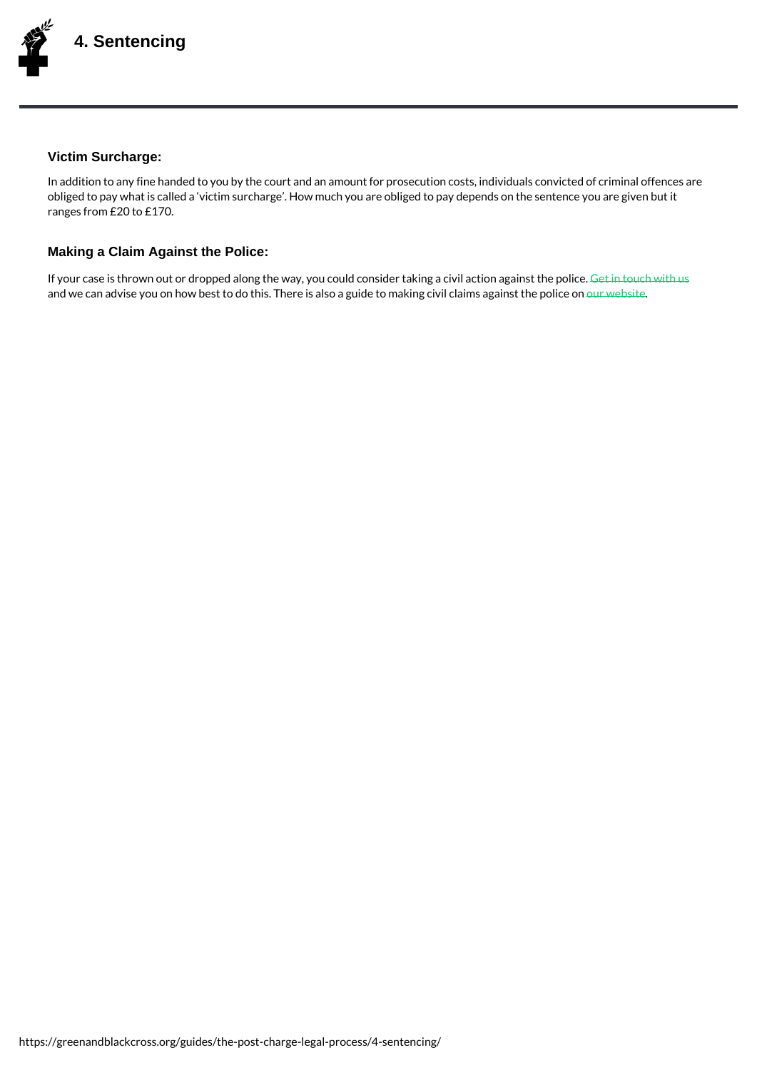# 4. Sentencing

### Victim Surcharge:

In addition to any fine handed to you by the court and an amount for prosecution costs, individuals convicted of criminal offences are obliged to pay what is called a 'victim surcharge'. How much you are obliged to pay depends on the sentence you are given but it ranges from £20 to £170.

### Making a Claim Against the Police:

If your case is thrown out or dropped along the way, you could consider taking a civil action against the police. Get in touch with us and we can advise you on how best to do this. There is also a guide to making civil claims against the police on our website.